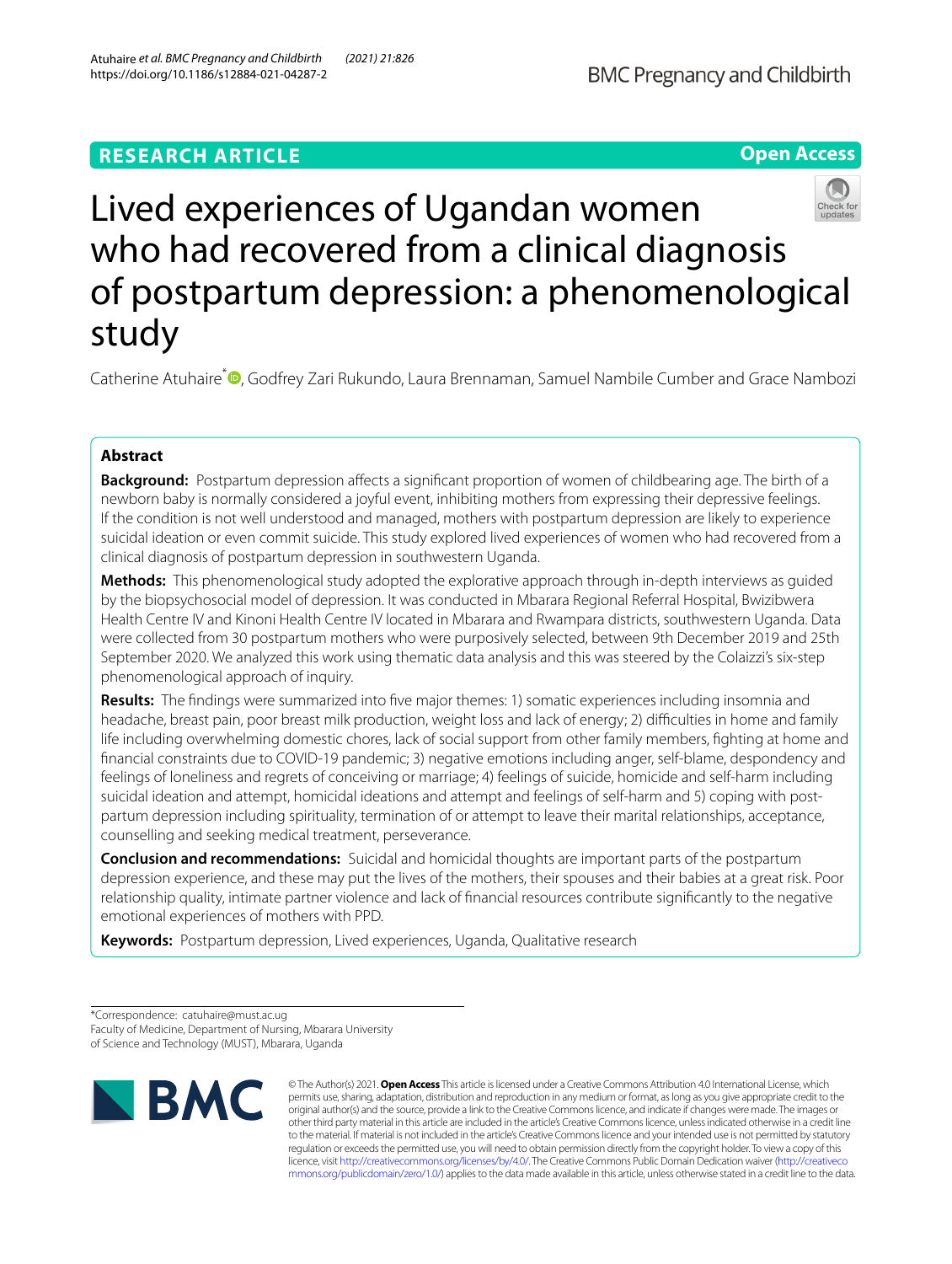**RESEARCH ARTICLE** **Open Access**

# Lived experiences of Ugandan women who had recovered from a clinical diagnosis of postpartum depression: a phenomenological study

Catherine Atuhaire*, Godfrey Zari Rukundo, Laura Brennaman, Samuel Nambile Cumber and Grace Nambozi

## Abstract

**Background:** Postpartum depression affects a significant proportion of women of childbearing age. The birth of a newborn baby is normally considered a joyful event, inhibiting mothers from expressing their depressive feelings. If the condition is not well understood and managed, mothers with postpartum depression are likely to experience suicidal ideation or even commit suicide. This study explored lived experiences of women who had recovered from a clinical diagnosis of postpartum depression in southwestern Uganda.

**Methods:** This phenomenological study adopted the explorative approach through in-depth interviews as guided by the biopsychosocial model of depression. It was conducted in Mbarara Regional Referral Hospital, Bwizibwera Health Centre IV and Kinoni Health Centre IV located in Mbarara and Rwampara districts, southwestern Uganda. Data were collected from 30 postpartum mothers who were purposively selected, between 9th December 2019 and 25th September 2020. We analyzed this work using thematic data analysis and this was steered by the Colaizzi's six-step phenomenological approach of inquiry.

**Results:** The findings were summarized into five major themes: 1) somatic experiences including insomnia and headache, breast pain, poor breast milk production, weight loss and lack of energy; 2) difficulties in home and family life including overwhelming domestic chores, lack of social support from other family members, fighting at home and financial constraints due to COVID-19 pandemic; 3) negative emotions including anger, self-blame, despondency and feelings of loneliness and regrets of conceiving or marriage; 4) feelings of suicide, homicide and self-harm including suicidal ideation and attempt, homicidal ideations and attempt and feelings of self-harm and 5) coping with post-partum depression including spirituality, termination of or attempt to leave their marital relationships, acceptance, counselling and seeking medical treatment, perseverance.

**Conclusion and recommendations:** Suicidal and homicidal thoughts are important parts of the postpartum depression experience, and these may put the lives of the mothers, their spouses and their babies at a great risk. Poor relationship quality, intimate partner violence and lack of financial resources contribute significantly to the negative emotional experiences of mothers with PPD.

**Keywords:** Postpartum depression, Lived experiences, Uganda, Qualitative research

---

*Correspondence: catuhaire@must.ac.ug
Faculty of Medicine, Department of Nursing, Mbarara University of Science and Technology (MUST), Mbarara, Uganda

© The Author(s) 2021. **Open Access** This article is licensed under a Creative Commons Attribution 4.0 International License, which permits use, sharing, adaptation, distribution and reproduction in any medium or format, as long as you give appropriate credit to the original author(s) and the source, provide a link to the Creative Commons licence, and indicate if changes were made. The images or other third party material in this article are included in the article's Creative Commons licence, unless indicated otherwise in a credit line to the material. If material is not included in the article's Creative Commons licence and your intended use is not permitted by statutory regulation or exceeds the permitted use, you will need to obtain permission directly from the copyright holder. To view a copy of this licence, visit http://creativecommons.org/licenses/by/4.0/. The Creative Commons Public Domain Dedication waiver (http://creativecommons.org/publicdomain/zero/1.0/) applies to the data made available in this article, unless otherwise stated in a credit line to the data.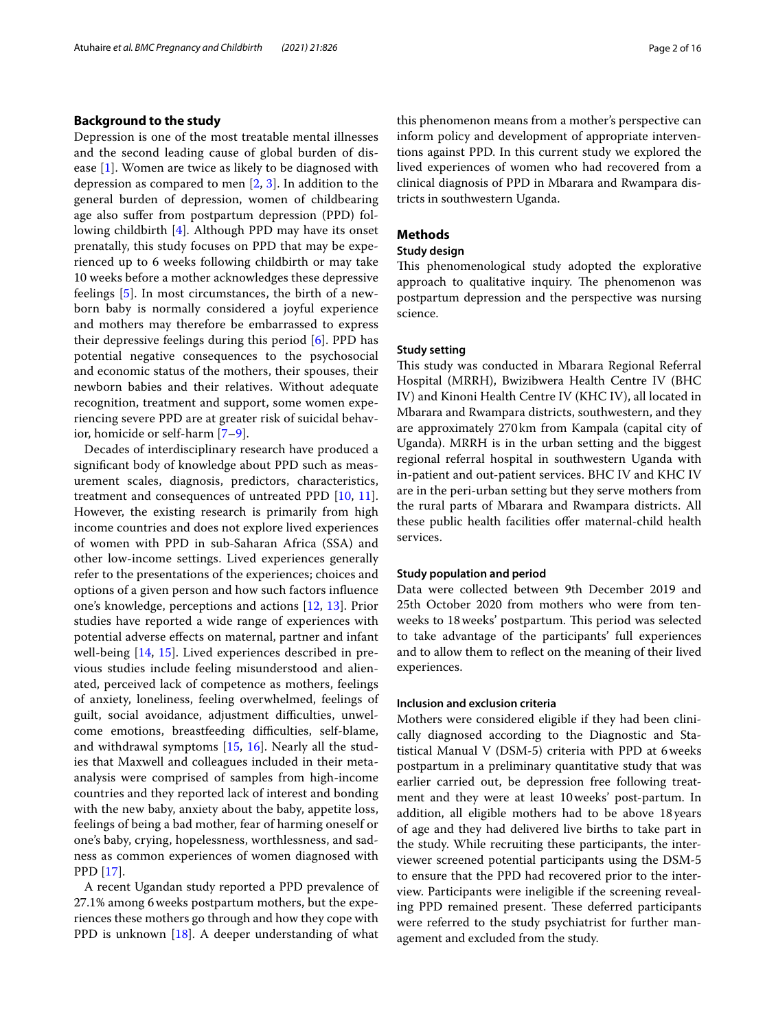## Background to the study

Depression is one of the most treatable mental illnesses and the second leading cause of global burden of disease [1]. Women are twice as likely to be diagnosed with depression as compared to men [2, 3]. In addition to the general burden of depression, women of childbearing age also suffer from postpartum depression (PPD) following childbirth [4]. Although PPD may have its onset prenatally, this study focuses on PPD that may be experienced up to 6 weeks following childbirth or may take 10 weeks before a mother acknowledges these depressive feelings [5]. In most circumstances, the birth of a newborn baby is normally considered a joyful experience and mothers may therefore be embarrassed to express their depressive feelings during this period [6]. PPD has potential negative consequences to the psychosocial and economic status of the mothers, their spouses, their newborn babies and their relatives. Without adequate recognition, treatment and support, some women experiencing severe PPD are at greater risk of suicidal behavior, homicide or self-harm [7–9].

Decades of interdisciplinary research have produced a significant body of knowledge about PPD such as measurement scales, diagnosis, predictors, characteristics, treatment and consequences of untreated PPD [10, 11]. However, the existing research is primarily from high income countries and does not explore lived experiences of women with PPD in sub-Saharan Africa (SSA) and other low-income settings. Lived experiences generally refer to the presentations of the experiences; choices and options of a given person and how such factors influence one's knowledge, perceptions and actions [12, 13]. Prior studies have reported a wide range of experiences with potential adverse effects on maternal, partner and infant well-being [14, 15]. Lived experiences described in previous studies include feeling misunderstood and alienated, perceived lack of competence as mothers, feelings of anxiety, loneliness, feeling overwhelmed, feelings of guilt, social avoidance, adjustment difficulties, unwelcome emotions, breastfeeding difficulties, self-blame, and withdrawal symptoms [15, 16]. Nearly all the studies that Maxwell and colleagues included in their meta-analysis were comprised of samples from high-income countries and they reported lack of interest and bonding with the new baby, anxiety about the baby, appetite loss, feelings of being a bad mother, fear of harming oneself or one's baby, crying, hopelessness, worthlessness, and sadness as common experiences of women diagnosed with PPD [17].

A recent Ugandan study reported a PPD prevalence of 27.1% among 6 weeks postpartum mothers, but the experiences these mothers go through and how they cope with PPD is unknown [18]. A deeper understanding of what this phenomenon means from a mother's perspective can inform policy and development of appropriate interventions against PPD. In this current study we explored the lived experiences of women who had recovered from a clinical diagnosis of PPD in Mbarara and Rwampara districts in southwestern Uganda.

## Methods

### Study design

This phenomenological study adopted the explorative approach to qualitative inquiry. The phenomenon was postpartum depression and the perspective was nursing science.

### Study setting

This study was conducted in Mbarara Regional Referral Hospital (MRRH), Bwizibwera Health Centre IV (BHC IV) and Kinoni Health Centre IV (KHC IV), all located in Mbarara and Rwampara districts, southwestern, and they are approximately 270 km from Kampala (capital city of Uganda). MRRH is in the urban setting and the biggest regional referral hospital in southwestern Uganda with in-patient and out-patient services. BHC IV and KHC IV are in the peri-urban setting but they serve mothers from the rural parts of Mbarara and Rwampara districts. All these public health facilities offer maternal-child health services.

### Study population and period

Data were collected between 9th December 2019 and 25th October 2020 from mothers who were from ten-weeks to 18 weeks' postpartum. This period was selected to take advantage of the participants' full experiences and to allow them to reflect on the meaning of their lived experiences.

### Inclusion and exclusion criteria

Mothers were considered eligible if they had been clinically diagnosed according to the Diagnostic and Statistical Manual V (DSM-5) criteria with PPD at 6 weeks postpartum in a preliminary quantitative study that was earlier carried out, be depression free following treatment and they were at least 10 weeks' post-partum. In addition, all eligible mothers had to be above 18 years of age and they had delivered live births to take part in the study. While recruiting these participants, the interviewer screened potential participants using the DSM-5 to ensure that the PPD had recovered prior to the interview. Participants were ineligible if the screening revealing PPD remained present. These deferred participants were referred to the study psychiatrist for further management and excluded from the study.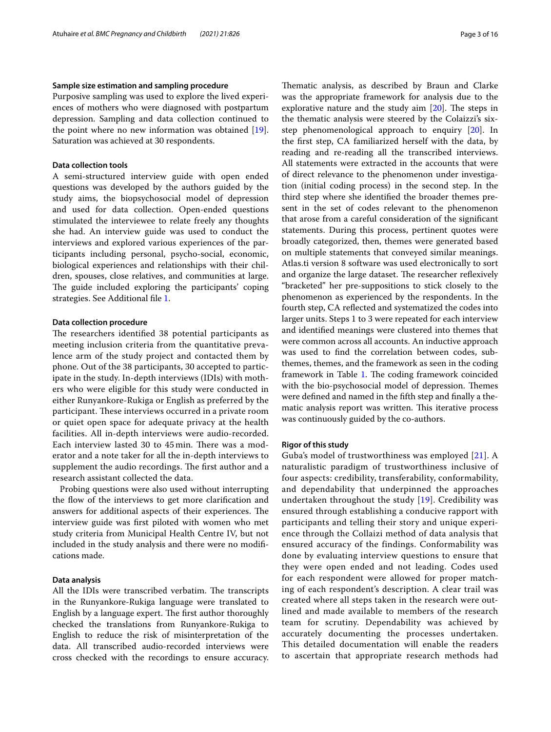#### Sample size estimation and sampling procedure

Purposive sampling was used to explore the lived experiences of mothers who were diagnosed with postpartum depression. Sampling and data collection continued to the point where no new information was obtained [19]. Saturation was achieved at 30 respondents.

#### Data collection tools

A semi-structured interview guide with open ended questions was developed by the authors guided by the study aims, the biopsychosocial model of depression and used for data collection. Open-ended questions stimulated the interviewee to relate freely any thoughts she had. An interview guide was used to conduct the interviews and explored various experiences of the participants including personal, psycho-social, economic, biological experiences and relationships with their children, spouses, close relatives, and communities at large. The guide included exploring the participants' coping strategies. See Additional file 1.

#### Data collection procedure

The researchers identified 38 potential participants as meeting inclusion criteria from the quantitative prevalence arm of the study project and contacted them by phone. Out of the 38 participants, 30 accepted to participate in the study. In-depth interviews (IDIs) with mothers who were eligible for this study were conducted in either Runyankore-Rukiga or English as preferred by the participant. These interviews occurred in a private room or quiet open space for adequate privacy at the health facilities. All in-depth interviews were audio-recorded. Each interview lasted 30 to 45 min. There was a moderator and a note taker for all the in-depth interviews to supplement the audio recordings. The first author and a research assistant collected the data.

Probing questions were also used without interrupting the flow of the interviews to get more clarification and answers for additional aspects of their experiences. The interview guide was first piloted with women who met study criteria from Municipal Health Centre IV, but not included in the study analysis and there were no modifications made.

#### Data analysis

All the IDIs were transcribed verbatim. The transcripts in the Runyankore-Rukiga language were translated to English by a language expert. The first author thoroughly checked the translations from Runyankore-Rukiga to English to reduce the risk of misinterpretation of the data. All transcribed audio-recorded interviews were cross checked with the recordings to ensure accuracy. Thematic analysis, as described by Braun and Clarke was the appropriate framework for analysis due to the explorative nature and the study aim [20]. The steps in the thematic analysis were steered by the Colaizzi's six-step phenomenological approach to enquiry [20]. In the first step, CA familiarized herself with the data, by reading and re-reading all the transcribed interviews. All statements were extracted in the accounts that were of direct relevance to the phenomenon under investigation (initial coding process) in the second step. In the third step where she identified the broader themes present in the set of codes relevant to the phenomenon that arose from a careful consideration of the significant statements. During this process, pertinent quotes were broadly categorized, then, themes were generated based on multiple statements that conveyed similar meanings. Atlas.ti version 8 software was used electronically to sort and organize the large dataset. The researcher reflexively "bracketed" her pre-suppositions to stick closely to the phenomenon as experienced by the respondents. In the fourth step, CA reflected and systematized the codes into larger units. Steps 1 to 3 were repeated for each interview and identified meanings were clustered into themes that were common across all accounts. An inductive approach was used to find the correlation between codes, sub-themes, themes, and the framework as seen in the coding framework in Table 1. The coding framework coincided with the bio-psychosocial model of depression. Themes were defined and named in the fifth step and finally a thematic analysis report was written. This iterative process was continuously guided by the co-authors.

#### Rigor of this study

Guba's model of trustworthiness was employed [21]. A naturalistic paradigm of trustworthiness inclusive of four aspects: credibility, transferability, conformability, and dependability that underpinned the approaches undertaken throughout the study [19]. Credibility was ensured through establishing a conducive rapport with participants and telling their story and unique experience through the Collaizi method of data analysis that ensured accuracy of the findings. Conformability was done by evaluating interview questions to ensure that they were open ended and not leading. Codes used for each respondent were allowed for proper matching of each respondent's description. A clear trail was created where all steps taken in the research were outlined and made available to members of the research team for scrutiny. Dependability was achieved by accurately documenting the processes undertaken. This detailed documentation will enable the readers to ascertain that appropriate research methods had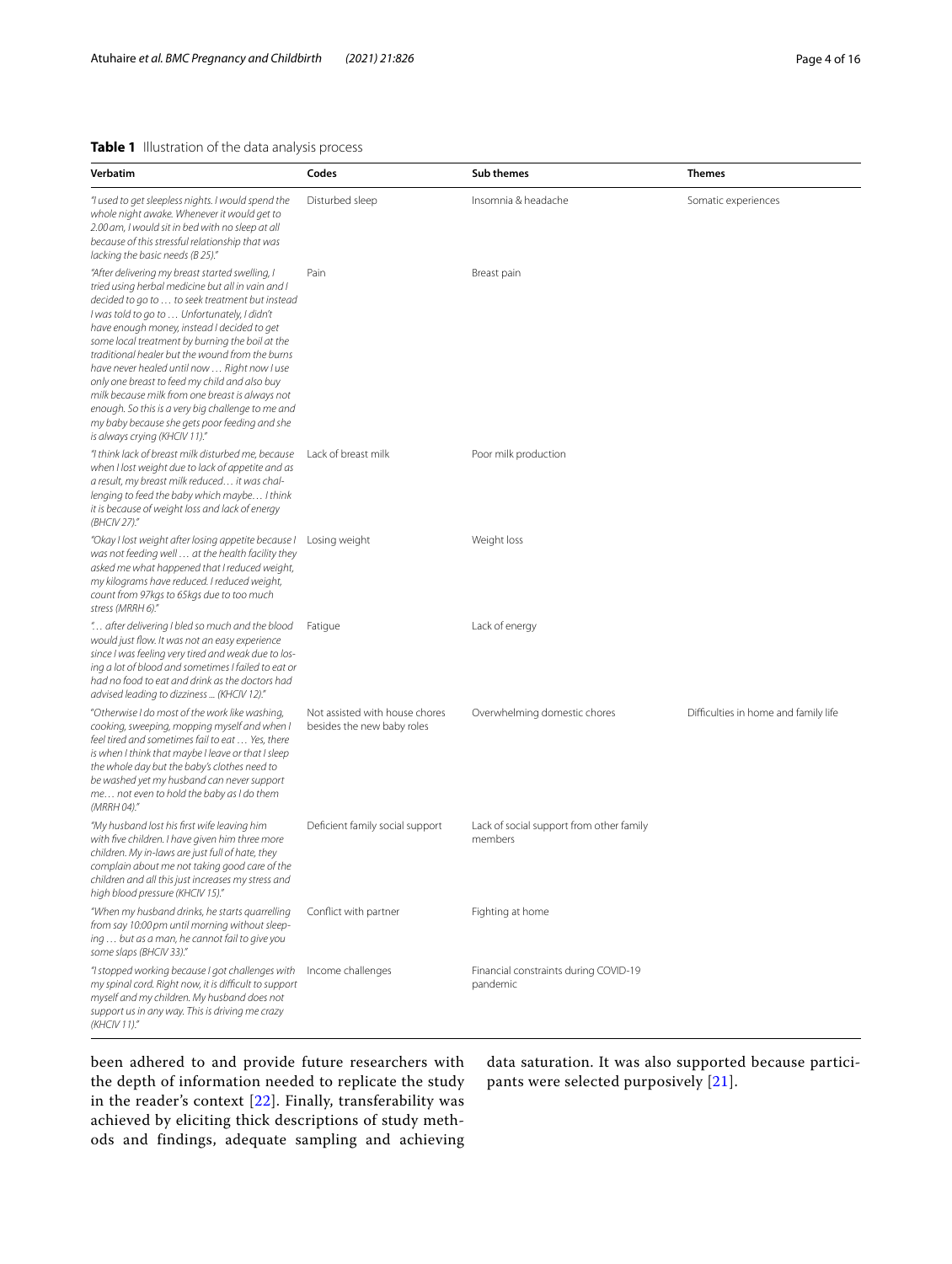**Table 1** Illustration of the data analysis process

| Verbatim | Codes | Sub themes | Themes |
|---|---|---|---|
| *"I used to get sleepless nights. I would spend the whole night awake. Whenever it would get to 2.00 am, I would sit in bed with no sleep at all because of this stressful relationship that was lacking the basic needs (B 25)."* | Disturbed sleep | Insomnia & headache | Somatic experiences |
| *"After delivering my breast started swelling, I tried using herbal medicine but all in vain and I decided to go to … to seek treatment but instead I was told to go to … Unfortunately, I didn't have enough money, instead I decided to get some local treatment by burning the boil at the traditional healer but the wound from the burns have never healed until now … Right now I use only one breast to feed my child and also buy milk because milk from one breast is always not enough. So this is a very big challenge to me and my baby because she gets poor feeding and she is always crying (KHCIV 11)."* | Pain | Breast pain | |
| *"I think lack of breast milk disturbed me, because when I lost weight due to lack of appetite and as a result, my breast milk reduced… it was challenging to feed the baby which maybe… I think it is because of weight loss and lack of energy (BHCIV 27)."* | Lack of breast milk | Poor milk production | |
| *"Okay I lost weight after losing appetite because I was not feeding well … at the health facility they asked me what happened that I reduced weight, my kilograms have reduced. I reduced weight, count from 97kgs to 65kgs due to too much stress (MRRH 6)."* | Losing weight | Weight loss | |
| *"… after delivering I bled so much and the blood would just flow. It was not an easy experience since I was feeling very tired and weak due to losing a lot of blood and sometimes I failed to eat or had no food to eat and drink as the doctors had advised leading to dizziness ... (KHCIV 12)."* | Fatigue | Lack of energy | |
| *"Otherwise I do most of the work like washing, cooking, sweeping, mopping myself and when I feel tired and sometimes fail to eat … Yes, there is when I think that maybe I leave or that I sleep the whole day but the baby's clothes need to be washed yet my husband can never support me… not even to hold the baby as I do them (MRRH 04)."* | Not assisted with house chores besides the new baby roles | Overwhelming domestic chores | Difficulties in home and family life |
| *"My husband lost his first wife leaving him with five children. I have given him three more children. My in-laws are just full of hate, they complain about me not taking good care of the children and all this just increases my stress and high blood pressure (KHCIV 15)."* | Deficient family social support | Lack of social support from other family members | |
| *"When my husband drinks, he starts quarrelling from say 10:00 pm until morning without sleeping … but as a man, he cannot fail to give you some slaps (BHCIV 33)."* | Conflict with partner | Fighting at home | |
| *"I stopped working because I got challenges with my spinal cord. Right now, it is difficult to support myself and my children. My husband does not support us in any way. This is driving me crazy (KHCIV 11)."* | Income challenges | Financial constraints during COVID-19 pandemic | |

been adhered to and provide future researchers with the depth of information needed to replicate the study in the reader's context [22]. Finally, transferability was achieved by eliciting thick descriptions of study methods and findings, adequate sampling and achieving data saturation. It was also supported because participants were selected purposively [21].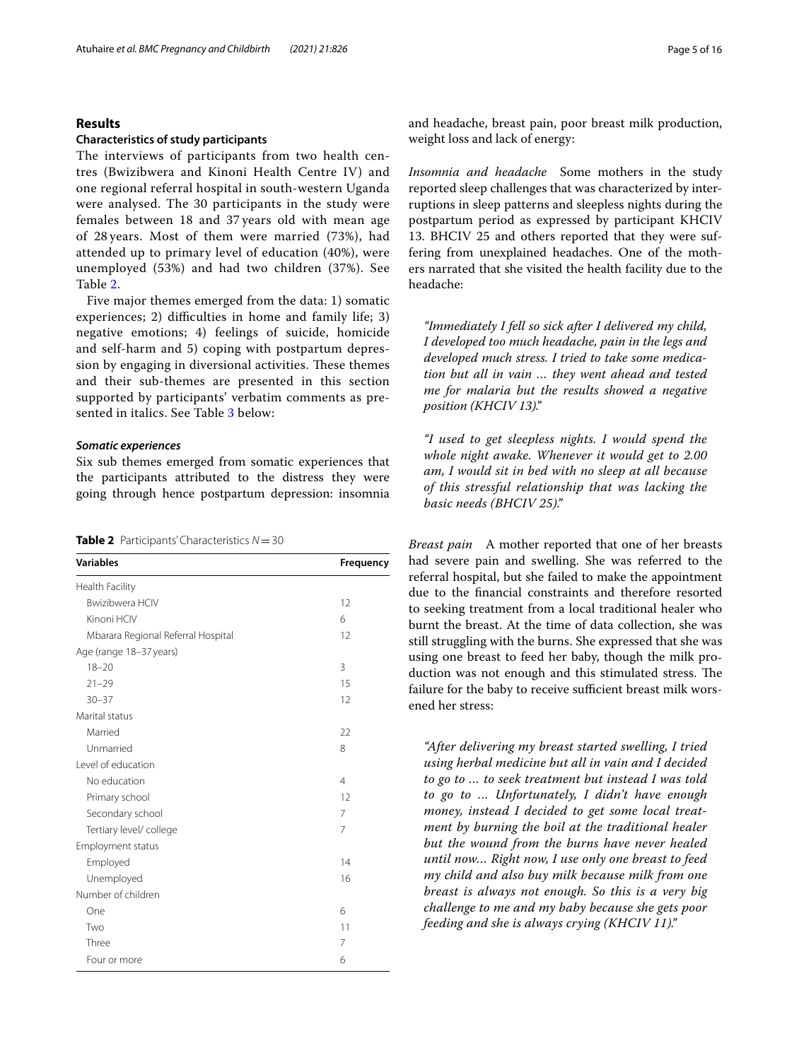## Results

### Characteristics of study participants

The interviews of participants from two health centres (Bwizibwera and Kinoni Health Centre IV) and one regional referral hospital in south-western Uganda were analysed. The 30 participants in the study were females between 18 and 37 years old with mean age of 28 years. Most of them were married (73%), had attended up to primary level of education (40%), were unemployed (53%) and had two children (37%). See Table 2.

Five major themes emerged from the data: 1) somatic experiences; 2) difficulties in home and family life; 3) negative emotions; 4) feelings of suicide, homicide and self-harm and 5) coping with postpartum depression by engaging in diversional activities. These themes and their sub-themes are presented in this section supported by participants' verbatim comments as presented in italics. See Table 3 below:

**Table 2** Participants' Characteristics $N = 30$

| Variables | Frequency |
|---|---|
| Health Facility | |
| Bwizibwera HCIV | 12 |
| Kinoni HCIV | 6 |
| Mbarara Regional Referral Hospital | 12 |
| Age (range 18–37 years) | |
| 18–20 | 3 |
| 21–29 | 15 |
| 30–37 | 12 |
| Marital status | |
| Married | 22 |
| Unmarried | 8 |
| Level of education | |
| No education | 4 |
| Primary school | 12 |
| Secondary school | 7 |
| Tertiary level/ college | 7 |
| Employment status | |
| Employed | 14 |
| Unemployed | 16 |
| Number of children | |
| One | 6 |
| Two | 11 |
| Three | 7 |
| Four or more | 6 |

#### *Somatic experiences*

Six sub themes emerged from somatic experiences that the participants attributed to the distress they were going through hence postpartum depression: insomnia and headache, breast pain, poor breast milk production, weight loss and lack of energy:

*Insomnia and headache* Some mothers in the study reported sleep challenges that was characterized by interruptions in sleep patterns and sleepless nights during the postpartum period as expressed by participant KHCIV 13. BHCIV 25 and others reported that they were suffering from unexplained headaches. One of the mothers narrated that she visited the health facility due to the headache:

> *"Immediately I fell so sick after I delivered my child, I developed too much headache, pain in the legs and developed much stress. I tried to take some medication but all in vain … they went ahead and tested me for malaria but the results showed a negative position (KHCIV 13)."*

> *"I used to get sleepless nights. I would spend the whole night awake. Whenever it would get to 2.00 am, I would sit in bed with no sleep at all because of this stressful relationship that was lacking the basic needs (BHCIV 25)."*

*Breast pain* A mother reported that one of her breasts had severe pain and swelling. She was referred to the referral hospital, but she failed to make the appointment due to the financial constraints and therefore resorted to seeking treatment from a local traditional healer who burnt the breast. At the time of data collection, she was still struggling with the burns. She expressed that she was using one breast to feed her baby, though the milk production was not enough and this stimulated stress. The failure for the baby to receive sufficient breast milk worsened her stress:

> *"After delivering my breast started swelling, I tried using herbal medicine but all in vain and I decided to go to … to seek treatment but instead I was told to go to … Unfortunately, I didn't have enough money, instead I decided to get some local treatment by burning the boil at the traditional healer but the wound from the burns have never healed until now… Right now, I use only one breast to feed my child and also buy milk because milk from one breast is always not enough. So this is a very big challenge to me and my baby because she gets poor feeding and she is always crying (KHCIV 11)."*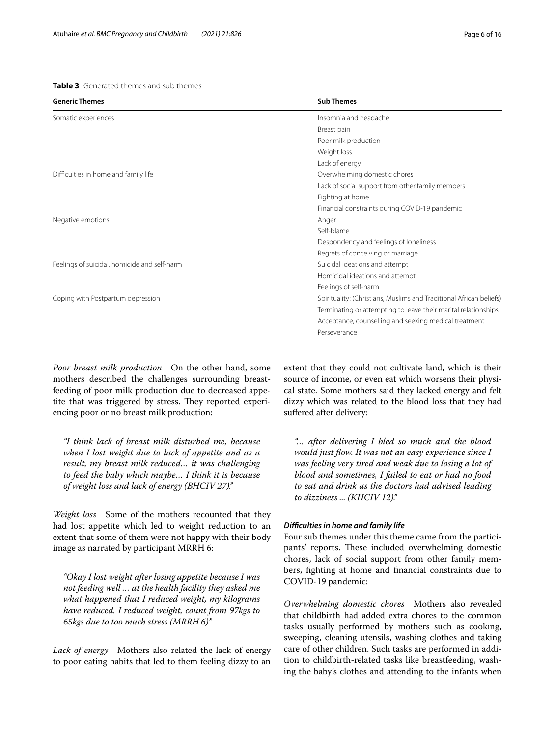**Table 3** Generated themes and sub themes

| Generic Themes | Sub Themes |
|---|---|
| Somatic experiences | Insomnia and headache |
| | Breast pain |
| | Poor milk production |
| | Weight loss |
| | Lack of energy |
| Difficulties in home and family life | Overwhelming domestic chores |
| | Lack of social support from other family members |
| | Fighting at home |
| | Financial constraints during COVID-19 pandemic |
| Negative emotions | Anger |
| | Self-blame |
| | Despondency and feelings of loneliness |
| | Regrets of conceiving or marriage |
| Feelings of suicidal, homicide and self-harm | Suicidal ideations and attempt |
| | Homicidal ideations and attempt |
| | Feelings of self-harm |
| Coping with Postpartum depression | Spirituality: (Christians, Muslims and Traditional African beliefs) |
| | Terminating or attempting to leave their marital relationships |
| | Acceptance, counselling and seeking medical treatment |
| | Perseverance |

*Poor breast milk production* On the other hand, some mothers described the challenges surrounding breastfeeding of poor milk production due to decreased appetite that was triggered by stress. They reported experiencing poor or no breast milk production:

> *"I think lack of breast milk disturbed me, because when I lost weight due to lack of appetite and as a result, my breast milk reduced… it was challenging to feed the baby which maybe… I think it is because of weight loss and lack of energy (BHCIV 27)."*

*Weight loss* Some of the mothers recounted that they had lost appetite which led to weight reduction to an extent that some of them were not happy with their body image as narrated by participant MRRH 6:

> *"Okay I lost weight after losing appetite because I was not feeding well … at the health facility they asked me what happened that I reduced weight, my kilograms have reduced. I reduced weight, count from 97kgs to 65kgs due to too much stress (MRRH 6)."*

*Lack of energy* Mothers also related the lack of energy to poor eating habits that led to them feeling dizzy to an extent that they could not cultivate land, which is their source of income, or even eat which worsens their physical state. Some mothers said they lacked energy and felt dizzy which was related to the blood loss that they had suffered after delivery:

> *"… after delivering I bled so much and the blood would just flow. It was not an easy experience since I was feeling very tired and weak due to losing a lot of blood and sometimes, I failed to eat or had no food to eat and drink as the doctors had advised leading to dizziness ... (KHCIV 12)."*

#### *Difficulties in home and family life*

Four sub themes under this theme came from the participants' reports. These included overwhelming domestic chores, lack of social support from other family members, fighting at home and financial constraints due to COVID-19 pandemic:

*Overwhelming domestic chores* Mothers also revealed that childbirth had added extra chores to the common tasks usually performed by mothers such as cooking, sweeping, cleaning utensils, washing clothes and taking care of other children. Such tasks are performed in addition to childbirth-related tasks like breastfeeding, washing the baby's clothes and attending to the infants when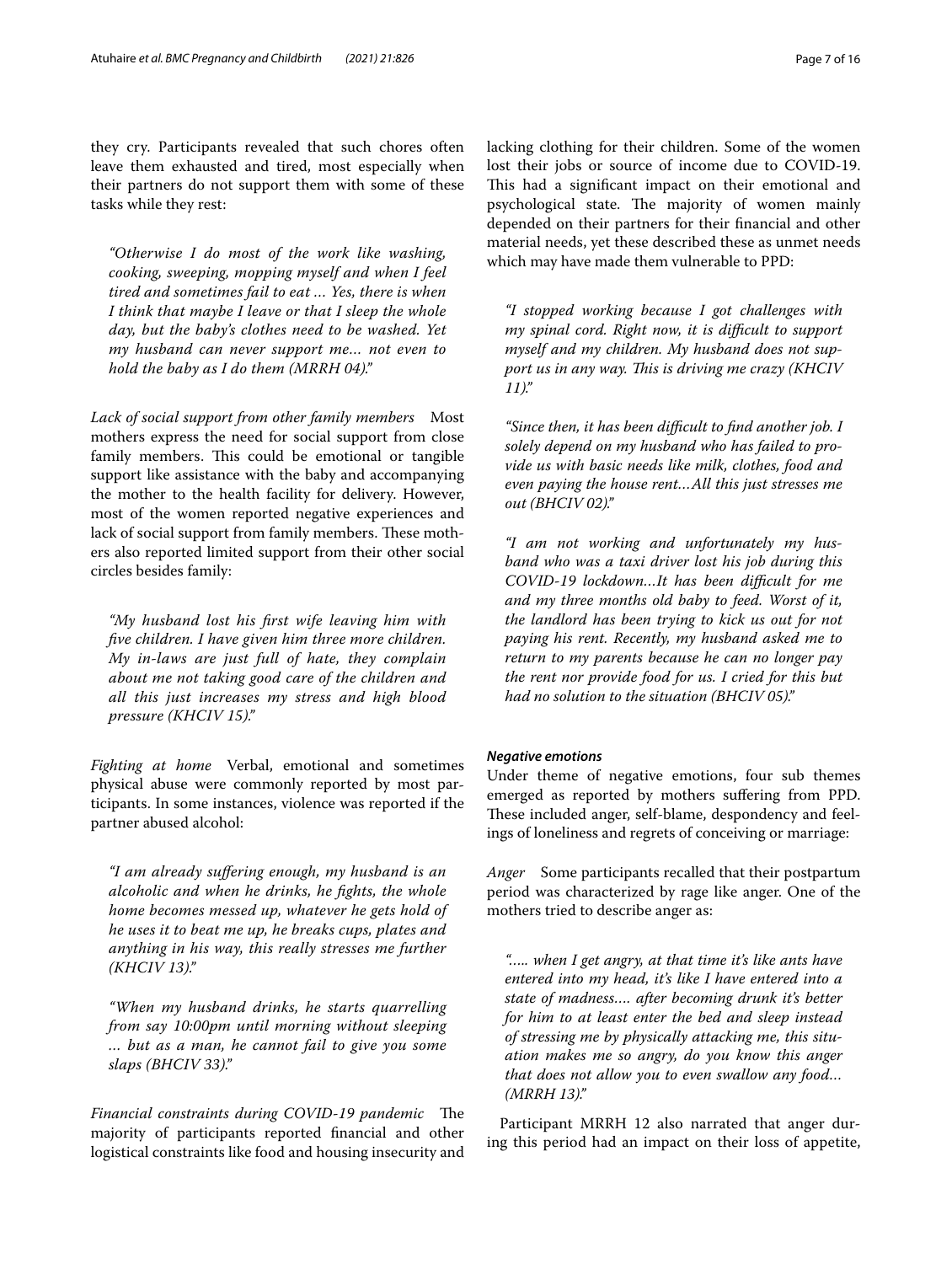they cry. Participants revealed that such chores often leave them exhausted and tired, most especially when their partners do not support them with some of these tasks while they rest:

> *"Otherwise I do most of the work like washing, cooking, sweeping, mopping myself and when I feel tired and sometimes fail to eat … Yes, there is when I think that maybe I leave or that I sleep the whole day, but the baby's clothes need to be washed. Yet my husband can never support me… not even to hold the baby as I do them (MRRH 04)."*

*Lack of social support from other family members* Most mothers express the need for social support from close family members. This could be emotional or tangible support like assistance with the baby and accompanying the mother to the health facility for delivery. However, most of the women reported negative experiences and lack of social support from family members. These mothers also reported limited support from their other social circles besides family:

> *"My husband lost his first wife leaving him with five children. I have given him three more children. My in-laws are just full of hate, they complain about me not taking good care of the children and all this just increases my stress and high blood pressure (KHCIV 15)."*

*Fighting at home* Verbal, emotional and sometimes physical abuse were commonly reported by most participants. In some instances, violence was reported if the partner abused alcohol:

> *"I am already suffering enough, my husband is an alcoholic and when he drinks, he fights, the whole home becomes messed up, whatever he gets hold of he uses it to beat me up, he breaks cups, plates and anything in his way, this really stresses me further (KHCIV 13)."*

> *"When my husband drinks, he starts quarrelling from say 10:00pm until morning without sleeping … but as a man, he cannot fail to give you some slaps (BHCIV 33)."*

*Financial constraints during COVID-19 pandemic* The majority of participants reported financial and other logistical constraints like food and housing insecurity and lacking clothing for their children. Some of the women lost their jobs or source of income due to COVID-19. This had a significant impact on their emotional and psychological state. The majority of women mainly depended on their partners for their financial and other material needs, yet these described these as unmet needs which may have made them vulnerable to PPD:

> *"I stopped working because I got challenges with my spinal cord. Right now, it is difficult to support myself and my children. My husband does not support us in any way. This is driving me crazy (KHCIV 11)."*

> *"Since then, it has been difficult to find another job. I solely depend on my husband who has failed to provide us with basic needs like milk, clothes, food and even paying the house rent…All this just stresses me out (BHCIV 02)."*

> *"I am not working and unfortunately my husband who was a taxi driver lost his job during this COVID-19 lockdown…It has been difficult for me and my three months old baby to feed. Worst of it, the landlord has been trying to kick us out for not paying his rent. Recently, my husband asked me to return to my parents because he can no longer pay the rent nor provide food for us. I cried for this but had no solution to the situation (BHCIV 05)."*

#### *Negative emotions*

Under theme of negative emotions, four sub themes emerged as reported by mothers suffering from PPD. These included anger, self-blame, despondency and feelings of loneliness and regrets of conceiving or marriage:

*Anger* Some participants recalled that their postpartum period was characterized by rage like anger. One of the mothers tried to describe anger as:

> *"….. when I get angry, at that time it's like ants have entered into my head, it's like I have entered into a state of madness…. after becoming drunk it's better for him to at least enter the bed and sleep instead of stressing me by physically attacking me, this situation makes me so angry, do you know this anger that does not allow you to even swallow any food… (MRRH 13)."*

Participant MRRH 12 also narrated that anger during this period had an impact on their loss of appetite,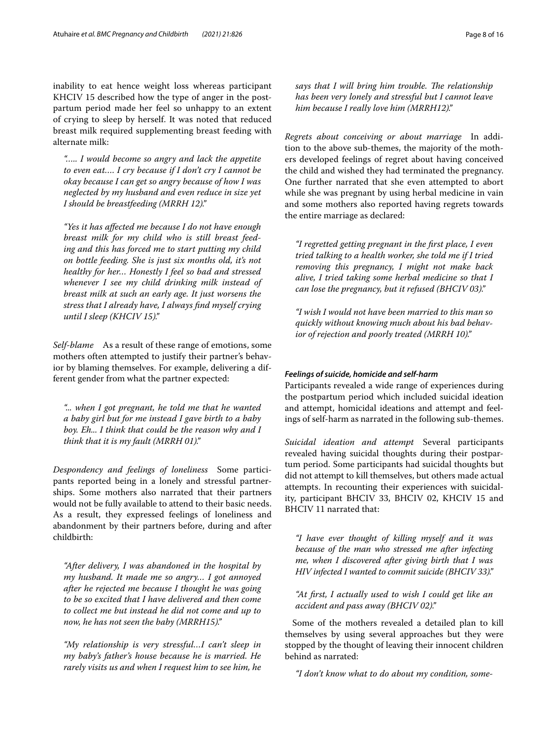inability to eat hence weight loss whereas participant KHCIV 15 described how the type of anger in the postpartum period made her feel so unhappy to an extent of crying to sleep by herself. It was noted that reduced breast milk required supplementing breast feeding with alternate milk:

> *"….. I would become so angry and lack the appetite to even eat…. I cry because if I don't cry I cannot be okay because I can get so angry because of how I was neglected by my husband and even reduce in size yet I should be breastfeeding (MRRH 12)."*

> *"Yes it has affected me because I do not have enough breast milk for my child who is still breast feeding and this has forced me to start putting my child on bottle feeding. She is just six months old, it's not healthy for her… Honestly I feel so bad and stressed whenever I see my child drinking milk instead of breast milk at such an early age. It just worsens the stress that I already have, I always find myself crying until I sleep (KHCIV 15)."*

*Self-blame* As a result of these range of emotions, some mothers often attempted to justify their partner's behavior by blaming themselves. For example, delivering a different gender from what the partner expected:

> *"... when I got pregnant, he told me that he wanted a baby girl but for me instead I gave birth to a baby boy. Eh... I think that could be the reason why and I think that it is my fault (MRRH 01)."*

*Despondency and feelings of loneliness* Some participants reported being in a lonely and stressful partnerships. Some mothers also narrated that their partners would not be fully available to attend to their basic needs. As a result, they expressed feelings of loneliness and abandonment by their partners before, during and after childbirth:

> *"After delivery, I was abandoned in the hospital by my husband. It made me so angry… I got annoyed after he rejected me because I thought he was going to be so excited that I have delivered and then come to collect me but instead he did not come and up to now, he has not seen the baby (MRRH15)."*

> *"My relationship is very stressful…I can't sleep in my baby's father's house because he is married. He rarely visits us and when I request him to see him, he says that I will bring him trouble. The relationship has been very lonely and stressful but I cannot leave him because I really love him (MRRH12)."*

*Regrets about conceiving or about marriage* In addition to the above sub-themes, the majority of the mothers developed feelings of regret about having conceived the child and wished they had terminated the pregnancy. One further narrated that she even attempted to abort while she was pregnant by using herbal medicine in vain and some mothers also reported having regrets towards the entire marriage as declared:

> *"I regretted getting pregnant in the first place, I even tried talking to a health worker, she told me if I tried removing this pregnancy, I might not make back alive, I tried taking some herbal medicine so that I can lose the pregnancy, but it refused (BHCIV 03)."*

> *"I wish I would not have been married to this man so quickly without knowing much about his bad behavior of rejection and poorly treated (MRRH 10)."*

#### Feelings of suicide, homicide and self-harm

Participants revealed a wide range of experiences during the postpartum period which included suicidal ideation and attempt, homicidal ideations and attempt and feelings of self-harm as narrated in the following sub-themes.

*Suicidal ideation and attempt* Several participants revealed having suicidal thoughts during their postpartum period. Some participants had suicidal thoughts but did not attempt to kill themselves, but others made actual attempts. In recounting their experiences with suicidality, participant BHCIV 33, BHCIV 02, KHCIV 15 and BHCIV 11 narrated that:

> *"I have ever thought of killing myself and it was because of the man who stressed me after infecting me, when I discovered after giving birth that I was HIV infected I wanted to commit suicide (BHCIV 33)."*

> *"At first, I actually used to wish I could get like an accident and pass away (BHCIV 02)."*

Some of the mothers revealed a detailed plan to kill themselves by using several approaches but they were stopped by the thought of leaving their innocent children behind as narrated:

> *"I don't know what to do about my condition, some-*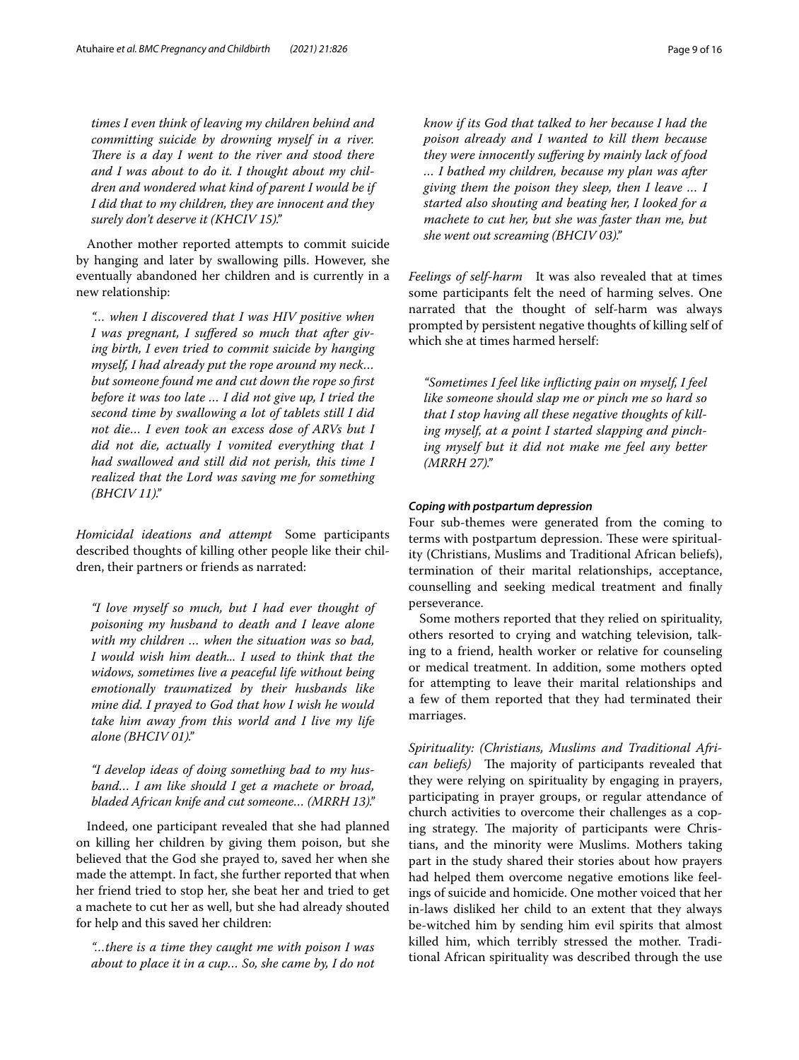*times I even think of leaving my children behind and committing suicide by drowning myself in a river. There is a day I went to the river and stood there and I was about to do it. I thought about my children and wondered what kind of parent I would be if I did that to my children, they are innocent and they surely don't deserve it (KHCIV 15)."*

Another mother reported attempts to commit suicide by hanging and later by swallowing pills. However, she eventually abandoned her children and is currently in a new relationship:

> *"... when I discovered that I was HIV positive when I was pregnant, I suffered so much that after giving birth, I even tried to commit suicide by hanging myself, I had already put the rope around my neck... but someone found me and cut down the rope so first before it was too late ... I did not give up, I tried the second time by swallowing a lot of tablets still I did not die... I even took an excess dose of ARVs but I did not die, actually I vomited everything that I had swallowed and still did not perish, this time I realized that the Lord was saving me for something (BHCIV 11)."*

*Homicidal ideations and attempt* Some participants described thoughts of killing other people like their children, their partners or friends as narrated:

> *"I love myself so much, but I had ever thought of poisoning my husband to death and I leave alone with my children ... when the situation was so bad, I would wish him death... I used to think that the widows, sometimes live a peaceful life without being emotionally traumatized by their husbands like mine did. I prayed to God that how I wish he would take him away from this world and I live my life alone (BHCIV 01)."*

> *"I develop ideas of doing something bad to my husband... I am like should I get a machete or broad, bladed African knife and cut someone... (MRRH 13)."*

Indeed, one participant revealed that she had planned on killing her children by giving them poison, but she believed that the God she prayed to, saved her when she made the attempt. In fact, she further reported that when her friend tried to stop her, she beat her and tried to get a machete to cut her as well, but she had already shouted for help and this saved her children:

> *"...there is a time they caught me with poison I was about to place it in a cup... So, she came by, I do not know if its God that talked to her because I had the poison already and I wanted to kill them because they were innocently suffering by mainly lack of food ... I bathed my children, because my plan was after giving them the poison they sleep, then I leave ... I started also shouting and beating her, I looked for a machete to cut her, but she was faster than me, but she went out screaming (BHCIV 03)."*

*Feelings of self-harm* It was also revealed that at times some participants felt the need of harming selves. One narrated that the thought of self-harm was always prompted by persistent negative thoughts of killing self of which she at times harmed herself:

> *"Sometimes I feel like inflicting pain on myself, I feel like someone should slap me or pinch me so hard so that I stop having all these negative thoughts of killing myself, at a point I started slapping and pinching myself but it did not make me feel any better (MRRH 27)."*

#### Coping with postpartum depression

Four sub-themes were generated from the coming to terms with postpartum depression. These were spirituality (Christians, Muslims and Traditional African beliefs), termination of their marital relationships, acceptance, counselling and seeking medical treatment and finally perseverance.

Some mothers reported that they relied on spirituality, others resorted to crying and watching television, talking to a friend, health worker or relative for counseling or medical treatment. In addition, some mothers opted for attempting to leave their marital relationships and a few of them reported that they had terminated their marriages.

*Spirituality: (Christians, Muslims and Traditional African beliefs)* The majority of participants revealed that they were relying on spirituality by engaging in prayers, participating in prayer groups, or regular attendance of church activities to overcome their challenges as a coping strategy. The majority of participants were Christians, and the minority were Muslims. Mothers taking part in the study shared their stories about how prayers had helped them overcome negative emotions like feelings of suicide and homicide. One mother voiced that her in-laws disliked her child to an extent that they always be-witched him by sending him evil spirits that almost killed him, which terribly stressed the mother. Traditional African spirituality was described through the use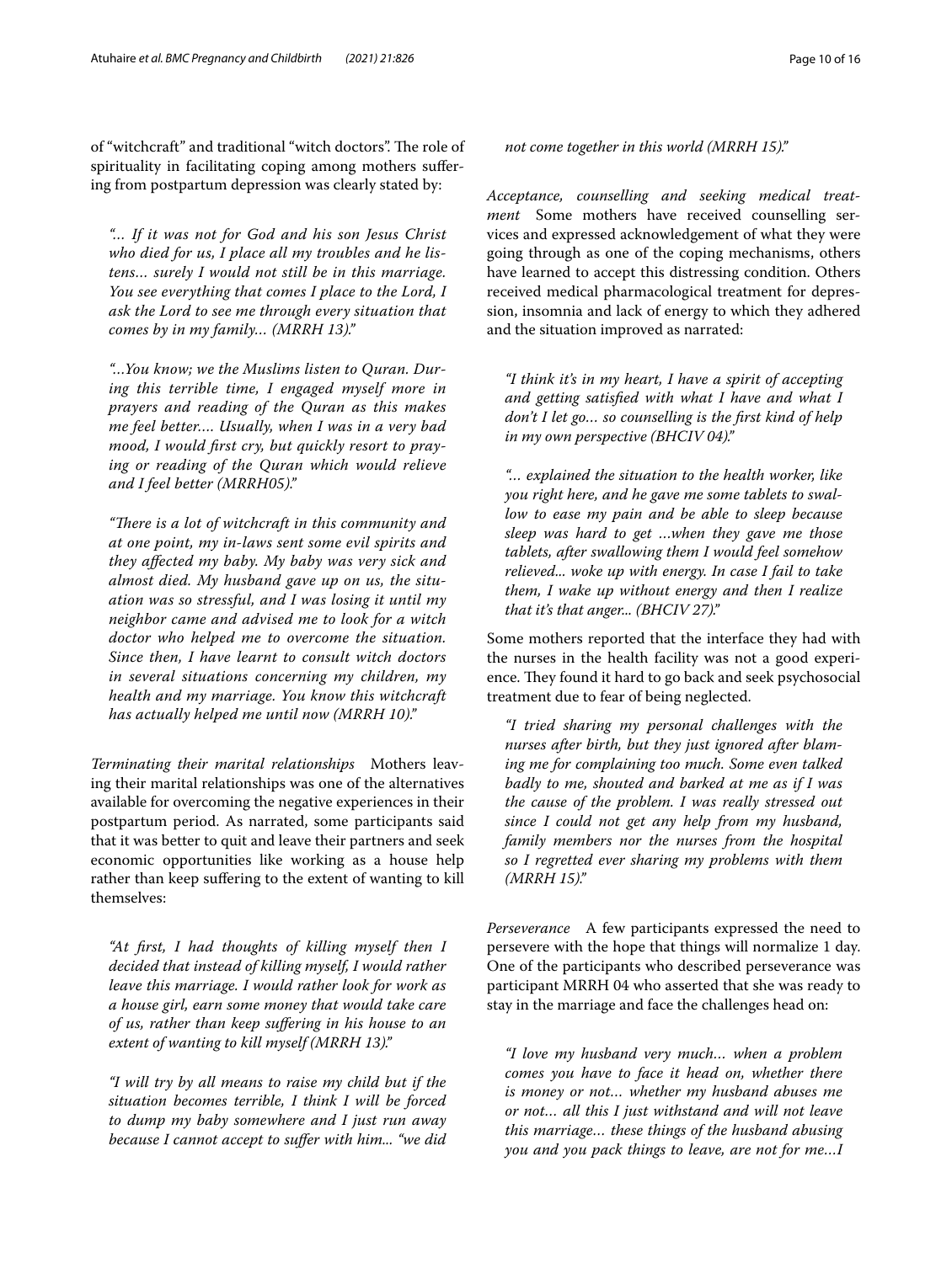of "witchcraft" and traditional "witch doctors". The role of spirituality in facilitating coping among mothers suffering from postpartum depression was clearly stated by:

> *"... If it was not for God and his son Jesus Christ who died for us, I place all my troubles and he listens... surely I would not still be in this marriage. You see everything that comes I place to the Lord, I ask the Lord to see me through every situation that comes by in my family... (MRRH 13)."*

> *"...You know; we the Muslims listen to Quran. During this terrible time, I engaged myself more in prayers and reading of the Quran as this makes me feel better.... Usually, when I was in a very bad mood, I would first cry, but quickly resort to praying or reading of the Quran which would relieve and I feel better (MRRH05)."*

> *"There is a lot of witchcraft in this community and at one point, my in-laws sent some evil spirits and they affected my baby. My baby was very sick and almost died. My husband gave up on us, the situation was so stressful, and I was losing it until my neighbor came and advised me to look for a witch doctor who helped me to overcome the situation. Since then, I have learnt to consult witch doctors in several situations concerning my children, my health and my marriage. You know this witchcraft has actually helped me until now (MRRH 10)."*

*Terminating their marital relationships* Mothers leaving their marital relationships was one of the alternatives available for overcoming the negative experiences in their postpartum period. As narrated, some participants said that it was better to quit and leave their partners and seek economic opportunities like working as a house help rather than keep suffering to the extent of wanting to kill themselves:

> *"At first, I had thoughts of killing myself then I decided that instead of killing myself, I would rather leave this marriage. I would rather look for work as a house girl, earn some money that would take care of us, rather than keep suffering in his house to an extent of wanting to kill myself (MRRH 13)."*

> *"I will try by all means to raise my child but if the situation becomes terrible, I think I will be forced to dump my baby somewhere and I just run away because I cannot accept to suffer with him... "we did not come together in this world (MRRH 15)."*

*Acceptance, counselling and seeking medical treatment* Some mothers have received counselling services and expressed acknowledgement of what they were going through as one of the coping mechanisms, others have learned to accept this distressing condition. Others received medical pharmacological treatment for depression, insomnia and lack of energy to which they adhered and the situation improved as narrated:

> *"I think it's in my heart, I have a spirit of accepting and getting satisfied with what I have and what I don't I let go... so counselling is the first kind of help in my own perspective (BHCIV 04)."*

> *"... explained the situation to the health worker, like you right here, and he gave me some tablets to swallow to ease my pain and be able to sleep because sleep was hard to get ...when they gave me those tablets, after swallowing them I would feel somehow relieved... woke up with energy. In case I fail to take them, I wake up without energy and then I realize that it's that anger... (BHCIV 27)."*

Some mothers reported that the interface they had with the nurses in the health facility was not a good experience. They found it hard to go back and seek psychosocial treatment due to fear of being neglected.

> *"I tried sharing my personal challenges with the nurses after birth, but they just ignored after blaming me for complaining too much. Some even talked badly to me, shouted and barked at me as if I was the cause of the problem. I was really stressed out since I could not get any help from my husband, family members nor the nurses from the hospital so I regretted ever sharing my problems with them (MRRH 15)."*

*Perseverance* A few participants expressed the need to persevere with the hope that things will normalize 1 day. One of the participants who described perseverance was participant MRRH 04 who asserted that she was ready to stay in the marriage and face the challenges head on:

> *"I love my husband very much... when a problem comes you have to face it head on, whether there is money or not... whether my husband abuses me or not... all this I just withstand and will not leave this marriage... these things of the husband abusing you and you pack things to leave, are not for me...I*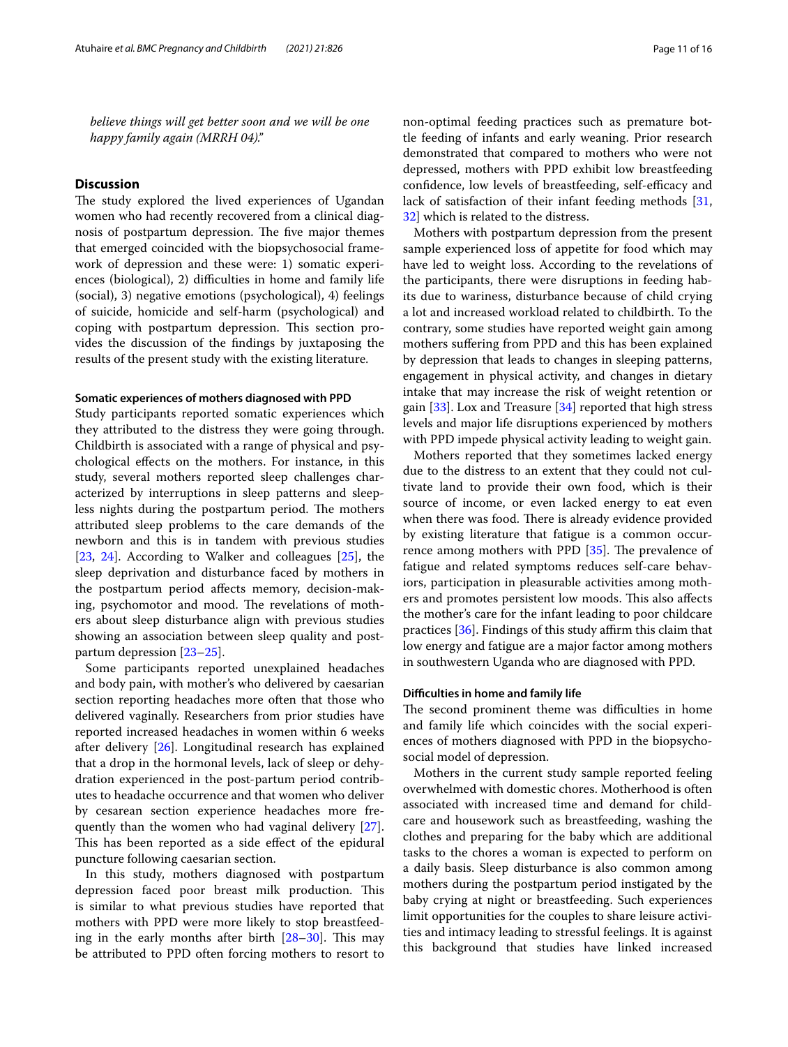*believe things will get better soon and we will be one happy family again (MRRH 04)."*

## Discussion

The study explored the lived experiences of Ugandan women who had recently recovered from a clinical diagnosis of postpartum depression. The five major themes that emerged coincided with the biopsychosocial framework of depression and these were: 1) somatic experiences (biological), 2) difficulties in home and family life (social), 3) negative emotions (psychological), 4) feelings of suicide, homicide and self-harm (psychological) and coping with postpartum depression. This section provides the discussion of the findings by juxtaposing the results of the present study with the existing literature.

### Somatic experiences of mothers diagnosed with PPD

Study participants reported somatic experiences which they attributed to the distress they were going through. Childbirth is associated with a range of physical and psychological effects on the mothers. For instance, in this study, several mothers reported sleep challenges characterized by interruptions in sleep patterns and sleepless nights during the postpartum period. The mothers attributed sleep problems to the care demands of the newborn and this is in tandem with previous studies [23, 24]. According to Walker and colleagues [25], the sleep deprivation and disturbance faced by mothers in the postpartum period affects memory, decision-making, psychomotor and mood. The revelations of mothers about sleep disturbance align with previous studies showing an association between sleep quality and postpartum depression [23–25].

Some participants reported unexplained headaches and body pain, with mother's who delivered by caesarian section reporting headaches more often that those who delivered vaginally. Researchers from prior studies have reported increased headaches in women within 6 weeks after delivery [26]. Longitudinal research has explained that a drop in the hormonal levels, lack of sleep or dehydration experienced in the post-partum period contributes to headache occurrence and that women who deliver by cesarean section experience headaches more frequently than the women who had vaginal delivery [27]. This has been reported as a side effect of the epidural puncture following caesarian section.

In this study, mothers diagnosed with postpartum depression faced poor breast milk production. This is similar to what previous studies have reported that mothers with PPD were more likely to stop breastfeeding in the early months after birth [28–30]. This may be attributed to PPD often forcing mothers to resort to non-optimal feeding practices such as premature bottle feeding of infants and early weaning. Prior research demonstrated that compared to mothers who were not depressed, mothers with PPD exhibit low breastfeeding confidence, low levels of breastfeeding, self-efficacy and lack of satisfaction of their infant feeding methods [31, 32] which is related to the distress.

Mothers with postpartum depression from the present sample experienced loss of appetite for food which may have led to weight loss. According to the revelations of the participants, there were disruptions in feeding habits due to wariness, disturbance because of child crying a lot and increased workload related to childbirth. To the contrary, some studies have reported weight gain among mothers suffering from PPD and this has been explained by depression that leads to changes in sleeping patterns, engagement in physical activity, and changes in dietary intake that may increase the risk of weight retention or gain [33]. Lox and Treasure [34] reported that high stress levels and major life disruptions experienced by mothers with PPD impede physical activity leading to weight gain.

Mothers reported that they sometimes lacked energy due to the distress to an extent that they could not cultivate land to provide their own food, which is their source of income, or even lacked energy to eat even when there was food. There is already evidence provided by existing literature that fatigue is a common occurrence among mothers with PPD [35]. The prevalence of fatigue and related symptoms reduces self-care behaviors, participation in pleasurable activities among mothers and promotes persistent low moods. This also affects the mother's care for the infant leading to poor childcare practices [36]. Findings of this study affirm this claim that low energy and fatigue are a major factor among mothers in southwestern Uganda who are diagnosed with PPD.

### Difficulties in home and family life

The second prominent theme was difficulties in home and family life which coincides with the social experiences of mothers diagnosed with PPD in the biopsychosocial model of depression.

Mothers in the current study sample reported feeling overwhelmed with domestic chores. Motherhood is often associated with increased time and demand for childcare and housework such as breastfeeding, washing the clothes and preparing for the baby which are additional tasks to the chores a woman is expected to perform on a daily basis. Sleep disturbance is also common among mothers during the postpartum period instigated by the baby crying at night or breastfeeding. Such experiences limit opportunities for the couples to share leisure activities and intimacy leading to stressful feelings. It is against this background that studies have linked increased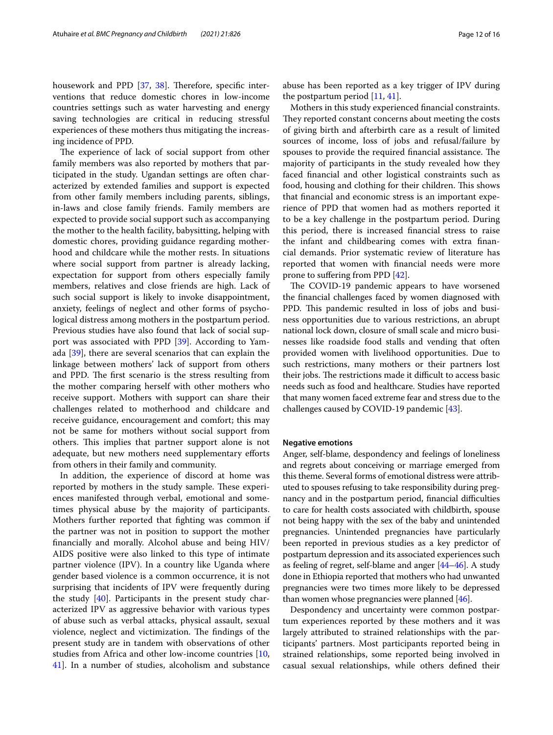housework and PPD [37, 38]. Therefore, specific interventions that reduce domestic chores in low-income countries settings such as water harvesting and energy saving technologies are critical in reducing stressful experiences of these mothers thus mitigating the increasing incidence of PPD.

The experience of lack of social support from other family members was also reported by mothers that participated in the study. Ugandan settings are often characterized by extended families and support is expected from other family members including parents, siblings, in-laws and close family friends. Family members are expected to provide social support such as accompanying the mother to the health facility, babysitting, helping with domestic chores, providing guidance regarding motherhood and childcare while the mother rests. In situations where social support from partner is already lacking, expectation for support from others especially family members, relatives and close friends are high. Lack of such social support is likely to invoke disappointment, anxiety, feelings of neglect and other forms of psychological distress among mothers in the postpartum period. Previous studies have also found that lack of social support was associated with PPD [39]. According to Yamada [39], there are several scenarios that can explain the linkage between mothers' lack of support from others and PPD. The first scenario is the stress resulting from the mother comparing herself with other mothers who receive support. Mothers with support can share their challenges related to motherhood and childcare and receive guidance, encouragement and comfort; this may not be same for mothers without social support from others. This implies that partner support alone is not adequate, but new mothers need supplementary efforts from others in their family and community.

In addition, the experience of discord at home was reported by mothers in the study sample. These experiences manifested through verbal, emotional and sometimes physical abuse by the majority of participants. Mothers further reported that fighting was common if the partner was not in position to support the mother financially and morally. Alcohol abuse and being HIV/AIDS positive were also linked to this type of intimate partner violence (IPV). In a country like Uganda where gender based violence is a common occurrence, it is not surprising that incidents of IPV were frequently during the study [40]. Participants in the present study characterized IPV as aggressive behavior with various types of abuse such as verbal attacks, physical assault, sexual violence, neglect and victimization. The findings of the present study are in tandem with observations of other studies from Africa and other low-income countries [10, 41]. In a number of studies, alcoholism and substance abuse has been reported as a key trigger of IPV during the postpartum period [11, 41].

Mothers in this study experienced financial constraints. They reported constant concerns about meeting the costs of giving birth and afterbirth care as a result of limited sources of income, loss of jobs and refusal/failure by spouses to provide the required financial assistance. The majority of participants in the study revealed how they faced financial and other logistical constraints such as food, housing and clothing for their children. This shows that financial and economic stress is an important experience of PPD that women had as mothers reported it to be a key challenge in the postpartum period. During this period, there is increased financial stress to raise the infant and childbearing comes with extra financial demands. Prior systematic review of literature has reported that women with financial needs were more prone to suffering from PPD [42].

The COVID-19 pandemic appears to have worsened the financial challenges faced by women diagnosed with PPD. This pandemic resulted in loss of jobs and business opportunities due to various restrictions, an abrupt national lock down, closure of small scale and micro businesses like roadside food stalls and vending that often provided women with livelihood opportunities. Due to such restrictions, many mothers or their partners lost their jobs. The restrictions made it difficult to access basic needs such as food and healthcare. Studies have reported that many women faced extreme fear and stress due to the challenges caused by COVID-19 pandemic [43].

**Negative emotions**

Anger, self-blame, despondency and feelings of loneliness and regrets about conceiving or marriage emerged from this theme. Several forms of emotional distress were attributed to spouses refusing to take responsibility during pregnancy and in the postpartum period, financial difficulties to care for health costs associated with childbirth, spouse not being happy with the sex of the baby and unintended pregnancies. Unintended pregnancies have particularly been reported in previous studies as a key predictor of postpartum depression and its associated experiences such as feeling of regret, self-blame and anger [44–46]. A study done in Ethiopia reported that mothers who had unwanted pregnancies were two times more likely to be depressed than women whose pregnancies were planned [46].

Despondency and uncertainty were common postpartum experiences reported by these mothers and it was largely attributed to strained relationships with the participants' partners. Most participants reported being in strained relationships, some reported being involved in casual sexual relationships, while others defined their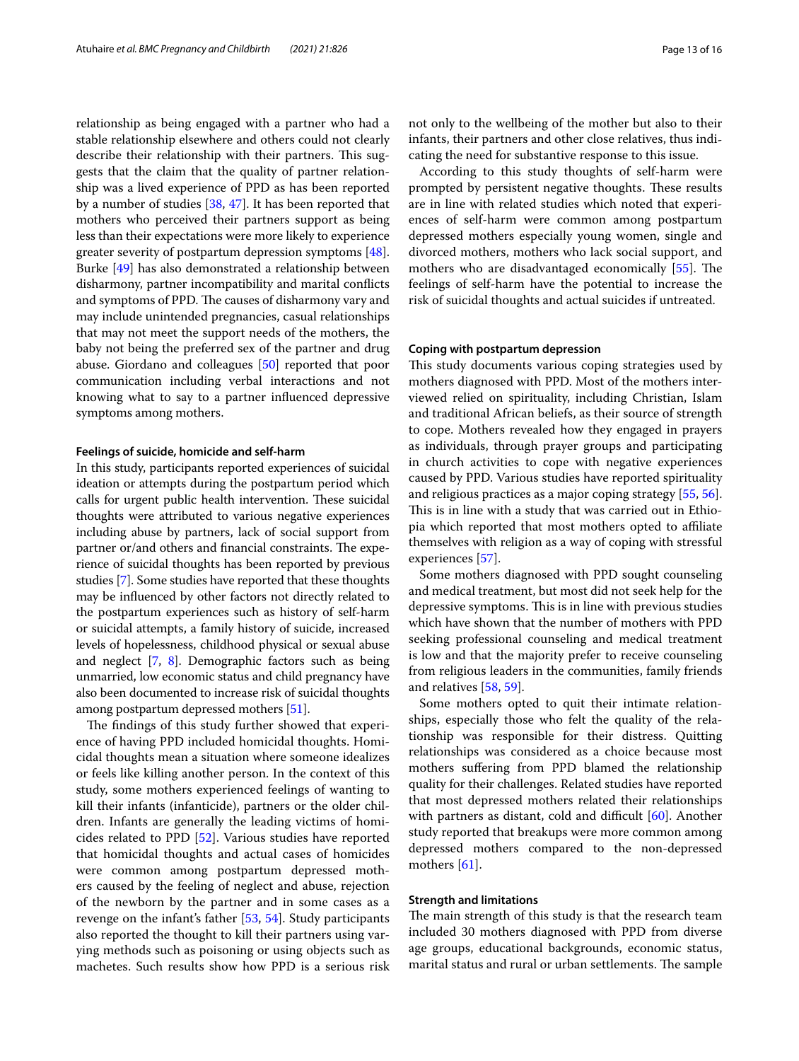relationship as being engaged with a partner who had a stable relationship elsewhere and others could not clearly describe their relationship with their partners. This suggests that the claim that the quality of partner relationship was a lived experience of PPD as has been reported by a number of studies [38, 47]. It has been reported that mothers who perceived their partners support as being less than their expectations were more likely to experience greater severity of postpartum depression symptoms [48]. Burke [49] has also demonstrated a relationship between disharmony, partner incompatibility and marital conflicts and symptoms of PPD. The causes of disharmony vary and may include unintended pregnancies, casual relationships that may not meet the support needs of the mothers, the baby not being the preferred sex of the partner and drug abuse. Giordano and colleagues [50] reported that poor communication including verbal interactions and not knowing what to say to a partner influenced depressive symptoms among mothers.

#### Feelings of suicide, homicide and self-harm

In this study, participants reported experiences of suicidal ideation or attempts during the postpartum period which calls for urgent public health intervention. These suicidal thoughts were attributed to various negative experiences including abuse by partners, lack of social support from partner or/and others and financial constraints. The experience of suicidal thoughts has been reported by previous studies [7]. Some studies have reported that these thoughts may be influenced by other factors not directly related to the postpartum experiences such as history of self-harm or suicidal attempts, a family history of suicide, increased levels of hopelessness, childhood physical or sexual abuse and neglect [7, 8]. Demographic factors such as being unmarried, low economic status and child pregnancy have also been documented to increase risk of suicidal thoughts among postpartum depressed mothers [51].

The findings of this study further showed that experience of having PPD included homicidal thoughts. Homicidal thoughts mean a situation where someone idealizes or feels like killing another person. In the context of this study, some mothers experienced feelings of wanting to kill their infants (infanticide), partners or the older children. Infants are generally the leading victims of homicides related to PPD [52]. Various studies have reported that homicidal thoughts and actual cases of homicides were common among postpartum depressed mothers caused by the feeling of neglect and abuse, rejection of the newborn by the partner and in some cases as a revenge on the infant's father [53, 54]. Study participants also reported the thought to kill their partners using varying methods such as poisoning or using objects such as machetes. Such results show how PPD is a serious risk not only to the wellbeing of the mother but also to their infants, their partners and other close relatives, thus indicating the need for substantive response to this issue.

According to this study thoughts of self-harm were prompted by persistent negative thoughts. These results are in line with related studies which noted that experiences of self-harm were common among postpartum depressed mothers especially young women, single and divorced mothers, mothers who lack social support, and mothers who are disadvantaged economically [55]. The feelings of self-harm have the potential to increase the risk of suicidal thoughts and actual suicides if untreated.

#### Coping with postpartum depression

This study documents various coping strategies used by mothers diagnosed with PPD. Most of the mothers interviewed relied on spirituality, including Christian, Islam and traditional African beliefs, as their source of strength to cope. Mothers revealed how they engaged in prayers as individuals, through prayer groups and participating in church activities to cope with negative experiences caused by PPD. Various studies have reported spirituality and religious practices as a major coping strategy [55, 56]. This is in line with a study that was carried out in Ethiopia which reported that most mothers opted to affiliate themselves with religion as a way of coping with stressful experiences [57].

Some mothers diagnosed with PPD sought counseling and medical treatment, but most did not seek help for the depressive symptoms. This is in line with previous studies which have shown that the number of mothers with PPD seeking professional counseling and medical treatment is low and that the majority prefer to receive counseling from religious leaders in the communities, family friends and relatives [58, 59].

Some mothers opted to quit their intimate relationships, especially those who felt the quality of the relationship was responsible for their distress. Quitting relationships was considered as a choice because most mothers suffering from PPD blamed the relationship quality for their challenges. Related studies have reported that most depressed mothers related their relationships with partners as distant, cold and difficult [60]. Another study reported that breakups were more common among depressed mothers compared to the non-depressed mothers [61].

#### Strength and limitations

The main strength of this study is that the research team included 30 mothers diagnosed with PPD from diverse age groups, educational backgrounds, economic status, marital status and rural or urban settlements. The sample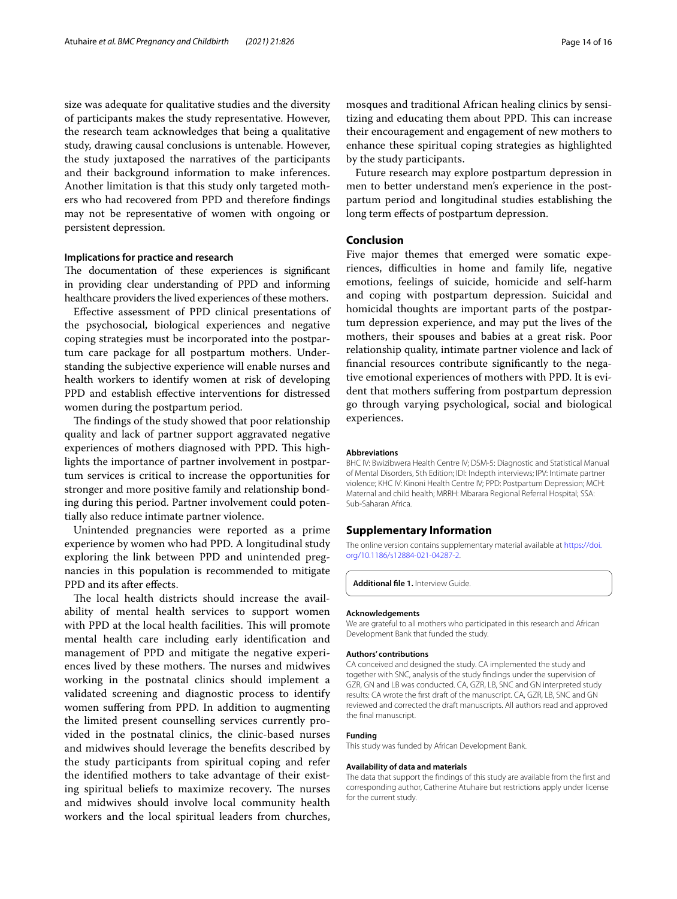size was adequate for qualitative studies and the diversity of participants makes the study representative. However, the research team acknowledges that being a qualitative study, drawing causal conclusions is untenable. However, the study juxtaposed the narratives of the participants and their background information to make inferences. Another limitation is that this study only targeted mothers who had recovered from PPD and therefore findings may not be representative of women with ongoing or persistent depression.

### Implications for practice and research

The documentation of these experiences is significant in providing clear understanding of PPD and informing healthcare providers the lived experiences of these mothers.

Effective assessment of PPD clinical presentations of the psychosocial, biological experiences and negative coping strategies must be incorporated into the postpartum care package for all postpartum mothers. Understanding the subjective experience will enable nurses and health workers to identify women at risk of developing PPD and establish effective interventions for distressed women during the postpartum period.

The findings of the study showed that poor relationship quality and lack of partner support aggravated negative experiences of mothers diagnosed with PPD. This highlights the importance of partner involvement in postpartum services is critical to increase the opportunities for stronger and more positive family and relationship bonding during this period. Partner involvement could potentially also reduce intimate partner violence.

Unintended pregnancies were reported as a prime experience by women who had PPD. A longitudinal study exploring the link between PPD and unintended pregnancies in this population is recommended to mitigate PPD and its after effects.

The local health districts should increase the availability of mental health services to support women with PPD at the local health facilities. This will promote mental health care including early identification and management of PPD and mitigate the negative experiences lived by these mothers. The nurses and midwives working in the postnatal clinics should implement a validated screening and diagnostic process to identify women suffering from PPD. In addition to augmenting the limited present counselling services currently provided in the postnatal clinics, the clinic-based nurses and midwives should leverage the benefits described by the study participants from spiritual coping and refer the identified mothers to take advantage of their existing spiritual beliefs to maximize recovery. The nurses and midwives should involve local community health workers and the local spiritual leaders from churches, mosques and traditional African healing clinics by sensitizing and educating them about PPD. This can increase their encouragement and engagement of new mothers to enhance these spiritual coping strategies as highlighted by the study participants.

Future research may explore postpartum depression in men to better understand men's experience in the postpartum period and longitudinal studies establishing the long term effects of postpartum depression.

## Conclusion

Five major themes that emerged were somatic experiences, difficulties in home and family life, negative emotions, feelings of suicide, homicide and self-harm and coping with postpartum depression. Suicidal and homicidal thoughts are important parts of the postpartum depression experience, and may put the lives of the mothers, their spouses and babies at a great risk. Poor relationship quality, intimate partner violence and lack of financial resources contribute significantly to the negative emotional experiences of mothers with PPD. It is evident that mothers suffering from postpartum depression go through varying psychological, social and biological experiences.

#### Abbreviations

BHC IV: Bwizibwera Health Centre IV; DSM-5: Diagnostic and Statistical Manual of Mental Disorders, 5th Edition; IDI: Indepth interviews; IPV: Intimate partner violence; KHC IV: Kinoni Health Centre IV; PPD: Postpartum Depression; MCH: Maternal and child health; MRRH: Mbarara Regional Referral Hospital; SSA: Sub-Saharan Africa.

## Supplementary Information

The online version contains supplementary material available at https://doi.org/10.1186/s12884-021-04287-2.

**Additional file 1.** Interview Guide.

#### Acknowledgements

We are grateful to all mothers who participated in this research and African Development Bank that funded the study.

#### Authors' contributions

CA conceived and designed the study. CA implemented the study and together with SNC, analysis of the study findings under the supervision of GZR, GN and LB was conducted. CA, GZR, LB, SNC and GN interpreted study results: CA wrote the first draft of the manuscript. CA, GZR, LB, SNC and GN reviewed and corrected the draft manuscripts. All authors read and approved the final manuscript.

#### Funding

This study was funded by African Development Bank.

#### Availability of data and materials

The data that support the findings of this study are available from the first and corresponding author, Catherine Atuhaire but restrictions apply under license for the current study.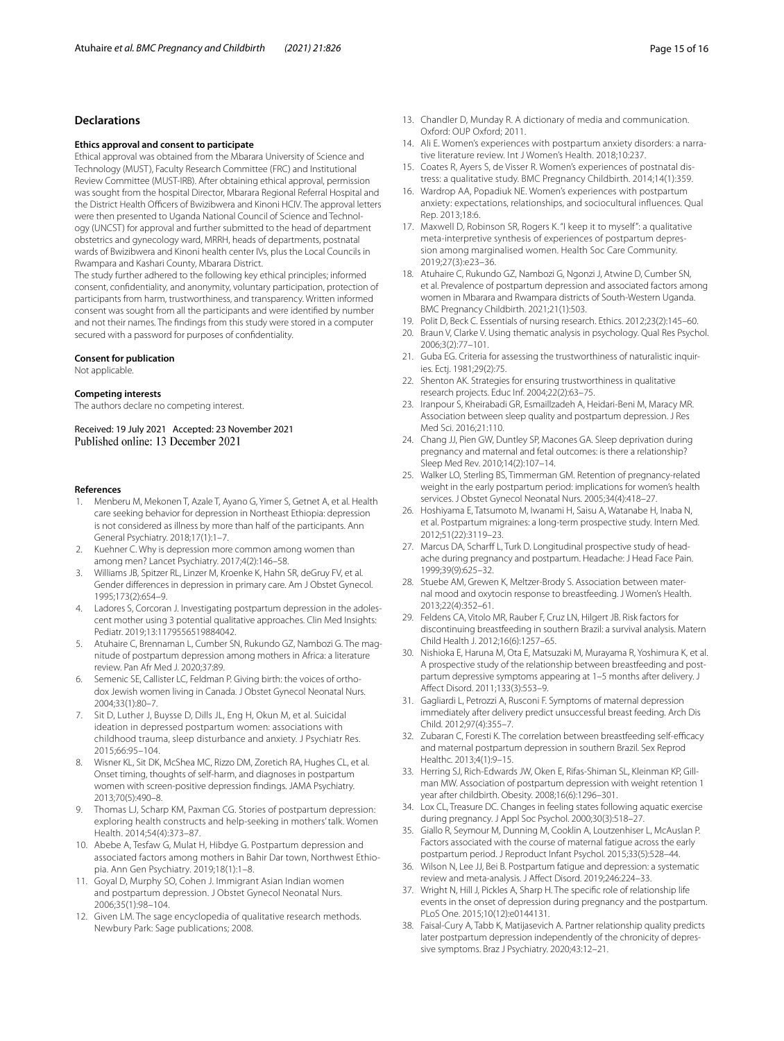## Declarations

### Ethics approval and consent to participate

Ethical approval was obtained from the Mbarara University of Science and Technology (MUST), Faculty Research Committee (FRC) and Institutional Review Committee (MUST-IRB). After obtaining ethical approval, permission was sought from the hospital Director, Mbarara Regional Referral Hospital and the District Health Officers of Bwizibwera and Kinoni HCIV. The approval letters were then presented to Uganda National Council of Science and Technology (UNCST) for approval and further submitted to the head of department obstetrics and gynecology ward, MRRH, heads of departments, postnatal wards of Bwizibwera and Kinoni health center IVs, plus the Local Councils in Rwampara and Kashari County, Mbarara District.

The study further adhered to the following key ethical principles; informed consent, confidentiality, and anonymity, voluntary participation, protection of participants from harm, trustworthiness, and transparency. Written informed consent was sought from all the participants and were identified by number and not their names. The findings from this study were stored in a computer secured with a password for purposes of confidentiality.

### Consent for publication

Not applicable.

### Competing interests

The authors declare no competing interest.

Received: 19 July 2021 Accepted: 23 November 2021
Published online: 13 December 2021

### References

1. Menberu M, Mekonen T, Azale T, Ayano G, Yimer S, Getnet A, et al. Health care seeking behavior for depression in Northeast Ethiopia: depression is not considered as illness by more than half of the participants. Ann General Psychiatry. 2018;17(1):1–7.
2. Kuehner C. Why is depression more common among women than among men? Lancet Psychiatry. 2017;4(2):146–58.
3. Williams JB, Spitzer RL, Linzer M, Kroenke K, Hahn SR, deGruy FV, et al. Gender differences in depression in primary care. Am J Obstet Gynecol. 1995;173(2):654–9.
4. Ladores S, Corcoran J. Investigating postpartum depression in the adolescent mother using 3 potential qualitative approaches. Clin Med Insights: Pediatr. 2019;13:1179556519884042.
5. Atuhaire C, Brennaman L, Cumber SN, Rukundo GZ, Nambozi G. The magnitude of postpartum depression among mothers in Africa: a literature review. Pan Afr Med J. 2020;37:89.
6. Semenic SE, Callister LC, Feldman P. Giving birth: the voices of orthodox Jewish women living in Canada. J Obstet Gynecol Neonatal Nurs. 2004;33(1):80–7.
7. Sit D, Luther J, Buysse D, Dills JL, Eng H, Okun M, et al. Suicidal ideation in depressed postpartum women: associations with childhood trauma, sleep disturbance and anxiety. J Psychiatr Res. 2015;66:95–104.
8. Wisner KL, Sit DK, McShea MC, Rizzo DM, Zoretich RA, Hughes CL, et al. Onset timing, thoughts of self-harm, and diagnoses in postpartum women with screen-positive depression findings. JAMA Psychiatry. 2013;70(5):490–8.
9. Thomas LJ, Scharp KM, Paxman CG. Stories of postpartum depression: exploring health constructs and help-seeking in mothers' talk. Women Health. 2014;54(4):373–87.
10. Abebe A, Tesfaw G, Mulat H, Hibdye G. Postpartum depression and associated factors among mothers in Bahir Dar town, Northwest Ethiopia. Ann Gen Psychiatry. 2019;18(1):1–8.
11. Goyal D, Murphy SO, Cohen J. Immigrant Asian Indian women and postpartum depression. J Obstet Gynecol Neonatal Nurs. 2006;35(1):98–104.
12. Given LM. The sage encyclopedia of qualitative research methods. Newbury Park: Sage publications; 2008.
13. Chandler D, Munday R. A dictionary of media and communication. Oxford: OUP Oxford; 2011.
14. Ali E. Women's experiences with postpartum anxiety disorders: a narrative literature review. Int J Women's Health. 2018;10:237.
15. Coates R, Ayers S, de Visser R. Women's experiences of postnatal distress: a qualitative study. BMC Pregnancy Childbirth. 2014;14(1):359.
16. Wardrop AA, Popadiuk NE. Women's experiences with postpartum anxiety: expectations, relationships, and sociocultural influences. Qual Rep. 2013;18:6.
17. Maxwell D, Robinson SR, Rogers K. "I keep it to myself": a qualitative meta-interpretive synthesis of experiences of postpartum depression among marginalised women. Health Soc Care Community. 2019;27(3):e23–36.
18. Atuhaire C, Rukundo GZ, Nambozi G, Ngonzi J, Atwine D, Cumber SN, et al. Prevalence of postpartum depression and associated factors among women in Mbarara and Rwampara districts of South-Western Uganda. BMC Pregnancy Childbirth. 2021;21(1):503.
19. Polit D, Beck C. Essentials of nursing research. Ethics. 2012;23(2):145–60.
20. Braun V, Clarke V. Using thematic analysis in psychology. Qual Res Psychol. 2006;3(2):77–101.
21. Guba EG. Criteria for assessing the trustworthiness of naturalistic inquiries. Ectj. 1981;29(2):75.
22. Shenton AK. Strategies for ensuring trustworthiness in qualitative research projects. Educ Inf. 2004;22(2):63–75.
23. Iranpour S, Kheirabadi GR, Esmaillzadeh A, Heidari-Beni M, Maracy MR. Association between sleep quality and postpartum depression. J Res Med Sci. 2016;21:110.
24. Chang JJ, Pien GW, Duntley SP, Macones GA. Sleep deprivation during pregnancy and maternal and fetal outcomes: is there a relationship? Sleep Med Rev. 2010;14(2):107–14.
25. Walker LO, Sterling BS, Timmerman GM. Retention of pregnancy-related weight in the early postpartum period: implications for women's health services. J Obstet Gynecol Neonatal Nurs. 2005;34(4):418–27.
26. Hoshiyama E, Tatsumoto M, Iwanami H, Saisu A, Watanabe H, Inaba N, et al. Postpartum migraines: a long-term prospective study. Intern Med. 2012;51(22):3119–23.
27. Marcus DA, Scharff L, Turk D. Longitudinal prospective study of headache during pregnancy and postpartum. Headache: J Head Face Pain. 1999;39(9):625–32.
28. Stuebe AM, Grewen K, Meltzer-Brody S. Association between maternal mood and oxytocin response to breastfeeding. J Women's Health. 2013;22(4):352–61.
29. Feldens CA, Vitolo MR, Rauber F, Cruz LN, Hilgert JB. Risk factors for discontinuing breastfeeding in southern Brazil: a survival analysis. Matern Child Health J. 2012;16(6):1257–65.
30. Nishioka E, Haruna M, Ota E, Matsuzaki M, Murayama R, Yoshimura K, et al. A prospective study of the relationship between breastfeeding and postpartum depressive symptoms appearing at 1–5 months after delivery. J Affect Disord. 2011;133(3):553–9.
31. Gagliardi L, Petrozzi A, Rusconi F. Symptoms of maternal depression immediately after delivery predict unsuccessful breast feeding. Arch Dis Child. 2012;97(4):355–7.
32. Zubaran C, Foresti K. The correlation between breastfeeding self-efficacy and maternal postpartum depression in southern Brazil. Sex Reprod Healthc. 2013;4(1):9–15.
33. Herring SJ, Rich-Edwards JW, Oken E, Rifas-Shiman SL, Kleinman KP, Gillman MW. Association of postpartum depression with weight retention 1 year after childbirth. Obesity. 2008;16(6):1296–301.
34. Lox CL, Treasure DC. Changes in feeling states following aquatic exercise during pregnancy. J Appl Soc Psychol. 2000;30(3):518–27.
35. Giallo R, Seymour M, Dunning M, Cooklin A, Loutzenhiser L, McAuslan P. Factors associated with the course of maternal fatigue across the early postpartum period. J Reproduct Infant Psychol. 2015;33(5):528–44.
36. Wilson N, Lee JJ, Bei B. Postpartum fatigue and depression: a systematic review and meta-analysis. J Affect Disord. 2019;246:224–33.
37. Wright N, Hill J, Pickles A, Sharp H. The specific role of relationship life events in the onset of depression during pregnancy and the postpartum. PLoS One. 2015;10(12):e0144131.
38. Faisal-Cury A, Tabb K, Matijasevich A. Partner relationship quality predicts later postpartum depression independently of the chronicity of depressive symptoms. Braz J Psychiatry. 2020;43:12–21.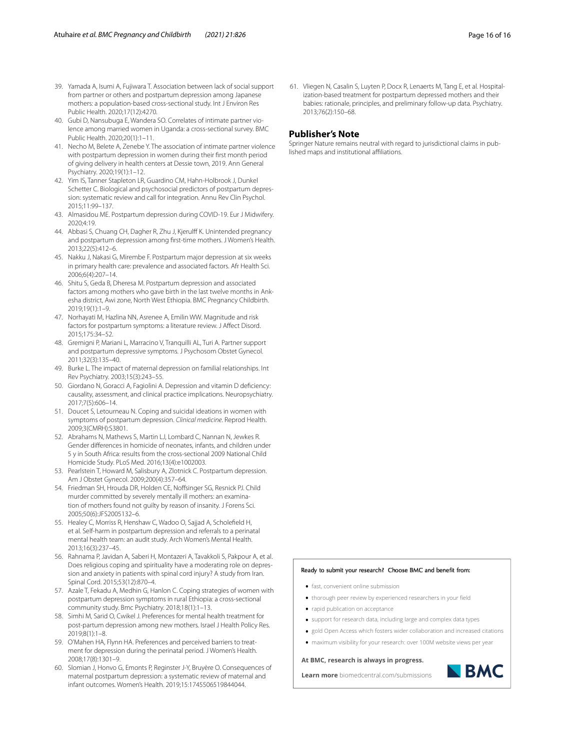39. Yamada A, Isumi A, Fujiwara T. Association between lack of social support from partner or others and postpartum depression among Japanese mothers: a population-based cross-sectional study. Int J Environ Res Public Health. 2020;17(12):4270.
40. Gubi D, Nansubuga E, Wandera SO. Correlates of intimate partner violence among married women in Uganda: a cross-sectional survey. BMC Public Health. 2020;20(1):1–11.
41. Necho M, Belete A, Zenebe Y. The association of intimate partner violence with postpartum depression in women during their first month period of giving delivery in health centers at Dessie town, 2019. Ann General Psychiatry. 2020;19(1):1–12.
42. Yim IS, Tanner Stapleton LR, Guardino CM, Hahn-Holbrook J, Dunkel Schetter C. Biological and psychosocial predictors of postpartum depression: systematic review and call for integration. Annu Rev Clin Psychol. 2015;11:99–137.
43. Almasidou ME. Postpartum depression during COVID-19. Eur J Midwifery. 2020;4:19.
44. Abbasi S, Chuang CH, Dagher R, Zhu J, Kjerulff K. Unintended pregnancy and postpartum depression among first-time mothers. J Women's Health. 2013;22(5):412–6.
45. Nakku J, Nakasi G, Mirembe F. Postpartum major depression at six weeks in primary health care: prevalence and associated factors. Afr Health Sci. 2006;6(4):207–14.
46. Shitu S, Geda B, Dheresa M. Postpartum depression and associated factors among mothers who gave birth in the last twelve months in Ankesha district, Awi zone, North West Ethiopia. BMC Pregnancy Childbirth. 2019;19(1):1–9.
47. Norhayati M, Hazlina NN, Asrenee A, Emilin WW. Magnitude and risk factors for postpartum symptoms: a literature review. J Affect Disord. 2015;175:34–52.
48. Gremigni P, Mariani L, Marracino V, Tranquilli AL, Turi A. Partner support and postpartum depressive symptoms. J Psychosom Obstet Gynecol. 2011;32(3):135–40.
49. Burke L. The impact of maternal depression on familial relationships. Int Rev Psychiatry. 2003;15(3):243–55.
50. Giordano N, Goracci A, Fagiolini A. Depression and vitamin D deficiency: causality, assessment, and clinical practice implications. Neuropsychiatry. 2017;7(5):606–14.
51. Doucet S, Letourneau N. Coping and suicidal ideations in women with symptoms of postpartum depression. *Clinical medicine*. Reprod Health. 2009;3(CMRH):S3801.
52. Abrahams N, Mathews S, Martin LJ, Lombard C, Nannan N, Jewkes R. Gender differences in homicide of neonates, infants, and children under 5 y in South Africa: results from the cross-sectional 2009 National Child Homicide Study. PLoS Med. 2016;13(4):e1002003.
53. Pearlstein T, Howard M, Salisbury A, Zlotnick C. Postpartum depression. Am J Obstet Gynecol. 2009;200(4):357–64.
54. Friedman SH, Hrouda DR, Holden CE, Noffsinger SG, Resnick PJ. Child murder committed by severely mentally ill mothers: an examination of mothers found not guilty by reason of insanity. J Forens Sci. 2005;50(6):JFS2005132–6.
55. Healey C, Morriss R, Henshaw C, Wadoo O, Sajjad A, Scholefield H, et al. Self-harm in postpartum depression and referrals to a perinatal mental health team: an audit study. Arch Women's Mental Health. 2013;16(3):237–45.
56. Rahnama P, Javidan A, Saberi H, Montazeri A, Tavakkoli S, Pakpour A, et al. Does religious coping and spirituality have a moderating role on depression and anxiety in patients with spinal cord injury? A study from Iran. Spinal Cord. 2015;53(12):870–4.
57. Azale T, Fekadu A, Medhin G, Hanlon C. Coping strategies of women with postpartum depression symptoms in rural Ethiopia: a cross-sectional community study. Bmc Psychiatry. 2018;18(1):1–13.
58. Simhi M, Sarid O, Cwikel J. Preferences for mental health treatment for post-partum depression among new mothers. Israel J Health Policy Res. 2019;8(1):1–8.
59. O'Mahen HA, Flynn HA. Preferences and perceived barriers to treatment for depression during the perinatal period. J Women's Health. 2008;17(8):1301–9.
60. Slomian J, Honvo G, Emonts P, Reginster J-Y, Bruyère O. Consequences of maternal postpartum depression: a systematic review of maternal and infant outcomes. Women's Health. 2019;15:1745506519844044.
61. Vliegen N, Casalin S, Luyten P, Docx R, Lenaerts M, Tang E, et al. Hospitalization-based treatment for postpartum depressed mothers and their babies: rationale, principles, and preliminary follow-up data. Psychiatry. 2013;76(2):150–68.

## Publisher's Note

Springer Nature remains neutral with regard to jurisdictional claims in published maps and institutional affiliations.

Ready to submit your research? Choose BMC and benefit from:

- fast, convenient online submission
- thorough peer review by experienced researchers in your field
- rapid publication on acceptance
- support for research data, including large and complex data types
- gold Open Access which fosters wider collaboration and increased citations
- maximum visibility for your research: over 100M website views per year

**At BMC, research is always in progress.**

**Learn more** biomedcentral.com/submissions